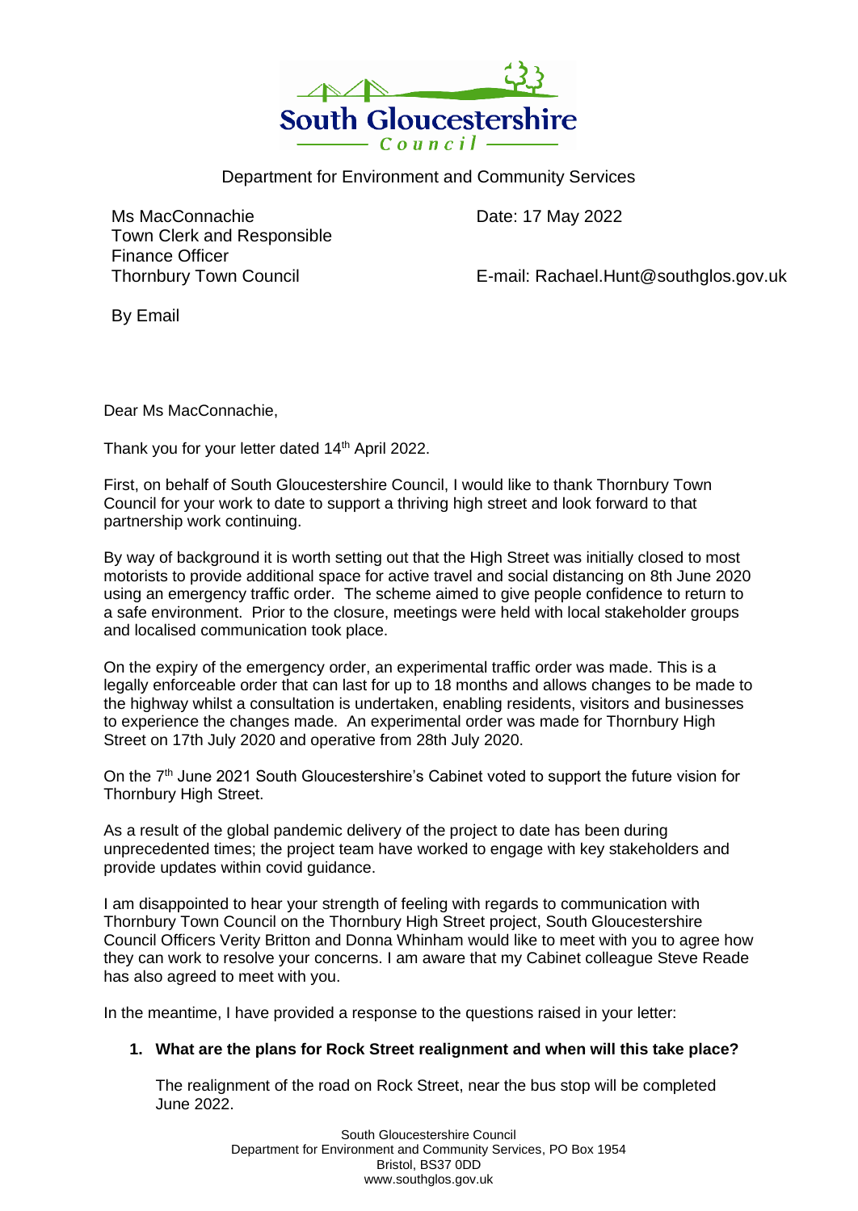South Gloucestershire Council

Department for Environment and Community Services

Ms MacConnachie
Town Clerk and Responsible Finance Officer
Thornbury Town Council

By Email

Date: 17 May 2022

E-mail: Rachael.Hunt@southglos.gov.uk

Dear Ms MacConnachie,

Thank you for your letter dated 14th April 2022.

First, on behalf of South Gloucestershire Council, I would like to thank Thornbury Town Council for your work to date to support a thriving high street and look forward to that partnership work continuing.

By way of background it is worth setting out that the High Street was initially closed to most motorists to provide additional space for active travel and social distancing on 8th June 2020 using an emergency traffic order. The scheme aimed to give people confidence to return to a safe environment. Prior to the closure, meetings were held with local stakeholder groups and localised communication took place.

On the expiry of the emergency order, an experimental traffic order was made. This is a legally enforceable order that can last for up to 18 months and allows changes to be made to the highway whilst a consultation is undertaken, enabling residents, visitors and businesses to experience the changes made. An experimental order was made for Thornbury High Street on 17th July 2020 and operative from 28th July 2020.

On the 7th June 2021 South Gloucestershire's Cabinet voted to support the future vision for Thornbury High Street.

As a result of the global pandemic delivery of the project to date has been during unprecedented times; the project team have worked to engage with key stakeholders and provide updates within covid guidance.

I am disappointed to hear your strength of feeling with regards to communication with Thornbury Town Council on the Thornbury High Street project, South Gloucestershire Council Officers Verity Britton and Donna Whinham would like to meet with you to agree how they can work to resolve your concerns. I am aware that my Cabinet colleague Steve Reade has also agreed to meet with you.

In the meantime, I have provided a response to the questions raised in your letter:

1. **What are the plans for Rock Street realignment and when will this take place?**

   The realignment of the road on Rock Street, near the bus stop will be completed June 2022.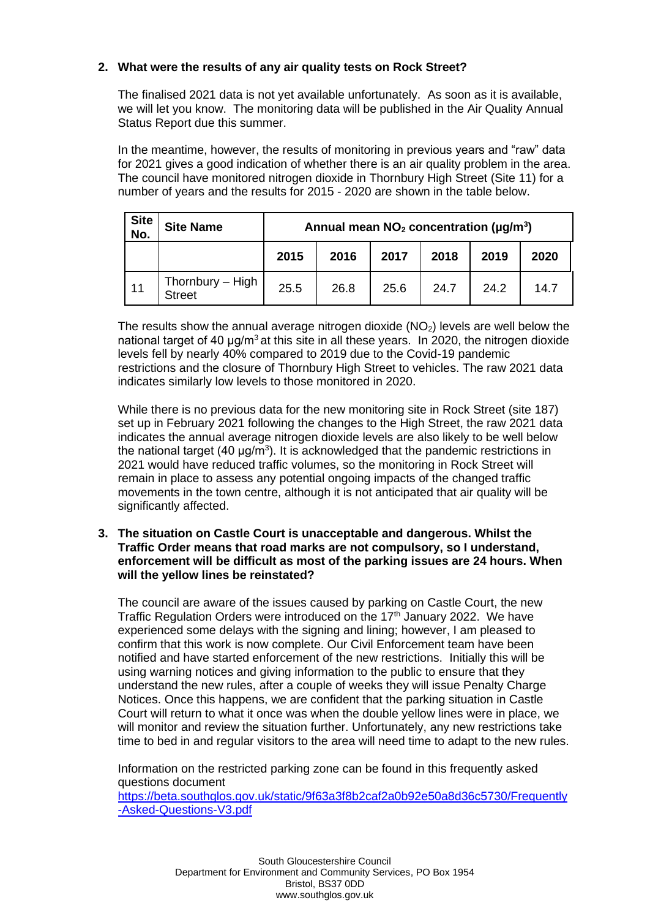**2. What were the results of any air quality tests on Rock Street?**

The finalised 2021 data is not yet available unfortunately. As soon as it is available, we will let you know. The monitoring data will be published in the Air Quality Annual Status Report due this summer.

In the meantime, however, the results of monitoring in previous years and "raw" data for 2021 gives a good indication of whether there is an air quality problem in the area. The council have monitored nitrogen dioxide in Thornbury High Street (Site 11) for a number of years and the results for 2015 - 2020 are shown in the table below.

| Site No. | Site Name | Annual mean $NO_2$ concentration (µg/m$^3$) | | | | | |
|---|---|---|---|---|---|---|---|
| | | 2015 | 2016 | 2017 | 2018 | 2019 | 2020 |
| 11 | Thornbury – High Street | 25.5 | 26.8 | 25.6 | 24.7 | 24.2 | 14.7 |

The results show the annual average nitrogen dioxide ($NO_2$) levels are well below the national target of 40 µg/m$^3$ at this site in all these years. In 2020, the nitrogen dioxide levels fell by nearly 40% compared to 2019 due to the Covid-19 pandemic restrictions and the closure of Thornbury High Street to vehicles. The raw 2021 data indicates similarly low levels to those monitored in 2020.

While there is no previous data for the new monitoring site in Rock Street (site 187) set up in February 2021 following the changes to the High Street, the raw 2021 data indicates the annual average nitrogen dioxide levels are also likely to be well below the national target (40 µg/m$^3$). It is acknowledged that the pandemic restrictions in 2021 would have reduced traffic volumes, so the monitoring in Rock Street will remain in place to assess any potential ongoing impacts of the changed traffic movements in the town centre, although it is not anticipated that air quality will be significantly affected.

**3. The situation on Castle Court is unacceptable and dangerous. Whilst the Traffic Order means that road marks are not compulsory, so I understand, enforcement will be difficult as most of the parking issues are 24 hours. When will the yellow lines be reinstated?**

The council are aware of the issues caused by parking on Castle Court, the new Traffic Regulation Orders were introduced on the 17th January 2022. We have experienced some delays with the signing and lining; however, I am pleased to confirm that this work is now complete. Our Civil Enforcement team have been notified and have started enforcement of the new restrictions. Initially this will be using warning notices and giving information to the public to ensure that they understand the new rules, after a couple of weeks they will issue Penalty Charge Notices. Once this happens, we are confident that the parking situation in Castle Court will return to what it once was when the double yellow lines were in place, we will monitor and review the situation further. Unfortunately, any new restrictions take time to bed in and regular visitors to the area will need time to adapt to the new rules.

Information on the restricted parking zone can be found in this frequently asked questions document
https://beta.southglos.gov.uk/static/9f63a3f8b2caf2a0b92e50a8d36c5730/Frequently-Asked-Questions-V3.pdf

South Gloucestershire Council
Department for Environment and Community Services, PO Box 1954
Bristol, BS37 0DD
www.southglos.gov.uk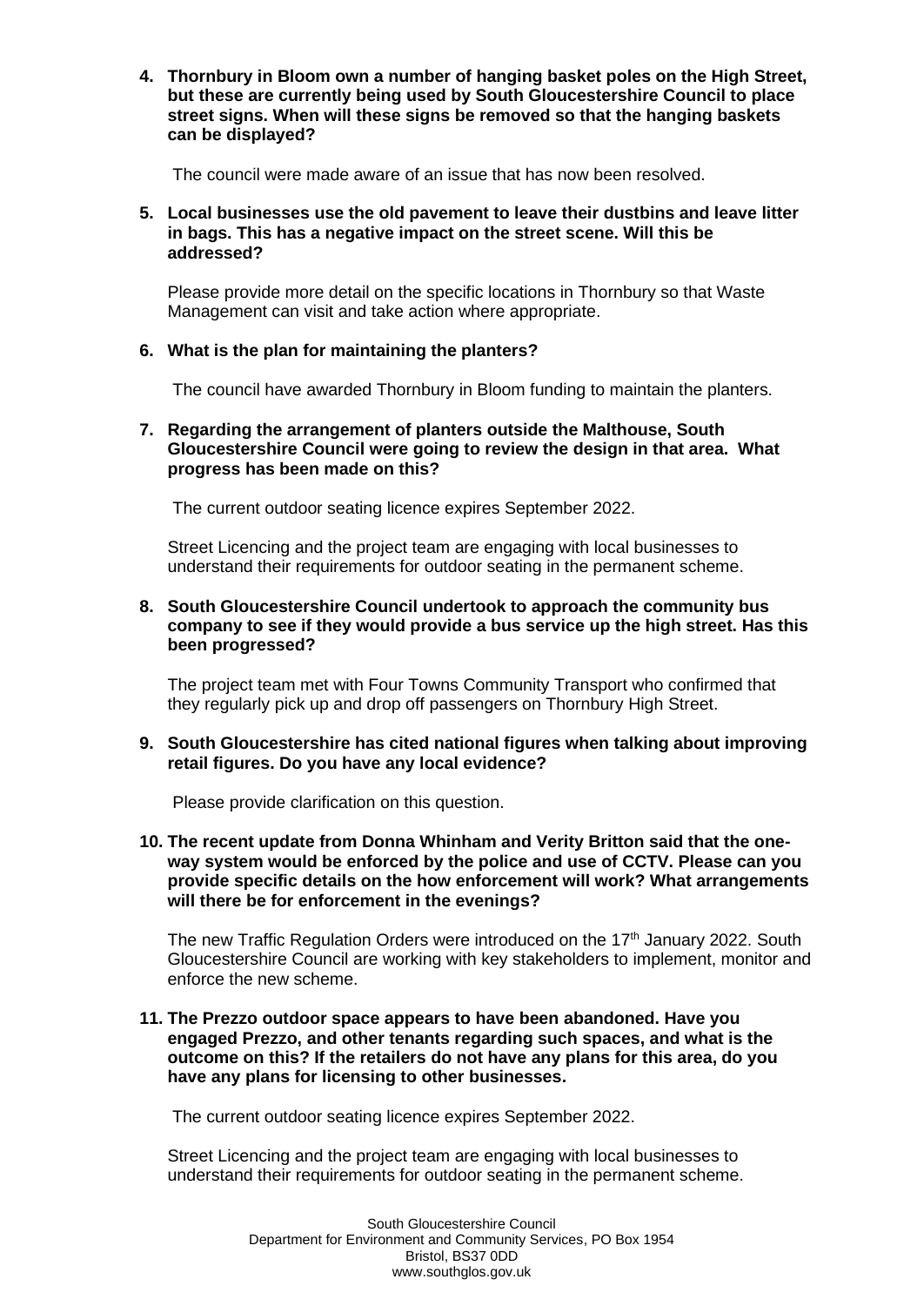4. **Thornbury in Bloom own a number of hanging basket poles on the High Street, but these are currently being used by South Gloucestershire Council to place street signs. When will these signs be removed so that the hanging baskets can be displayed?**

   The council were made aware of an issue that has now been resolved.

5. **Local businesses use the old pavement to leave their dustbins and leave litter in bags. This has a negative impact on the street scene. Will this be addressed?**

   Please provide more detail on the specific locations in Thornbury so that Waste Management can visit and take action where appropriate.

6. **What is the plan for maintaining the planters?**

   The council have awarded Thornbury in Bloom funding to maintain the planters.

7. **Regarding the arrangement of planters outside the Malthouse, South Gloucestershire Council were going to review the design in that area. What progress has been made on this?**

   The current outdoor seating licence expires September 2022.

   Street Licencing and the project team are engaging with local businesses to understand their requirements for outdoor seating in the permanent scheme.

8. **South Gloucestershire Council undertook to approach the community bus company to see if they would provide a bus service up the high street. Has this been progressed?**

   The project team met with Four Towns Community Transport who confirmed that they regularly pick up and drop off passengers on Thornbury High Street.

9. **South Gloucestershire has cited national figures when talking about improving retail figures. Do you have any local evidence?**

   Please provide clarification on this question.

10. **The recent update from Donna Whinham and Verity Britton said that the one-way system would be enforced by the police and use of CCTV. Please can you provide specific details on the how enforcement will work? What arrangements will there be for enforcement in the evenings?**

    The new Traffic Regulation Orders were introduced on the 17th January 2022. South Gloucestershire Council are working with key stakeholders to implement, monitor and enforce the new scheme.

11. **The Prezzo outdoor space appears to have been abandoned. Have you engaged Prezzo, and other tenants regarding such spaces, and what is the outcome on this? If the retailers do not have any plans for this area, do you have any plans for licensing to other businesses.**

    The current outdoor seating licence expires September 2022.

    Street Licencing and the project team are engaging with local businesses to understand their requirements for outdoor seating in the permanent scheme.

South Gloucestershire Council
Department for Environment and Community Services, PO Box 1954
Bristol, BS37 0DD
www.southglos.gov.uk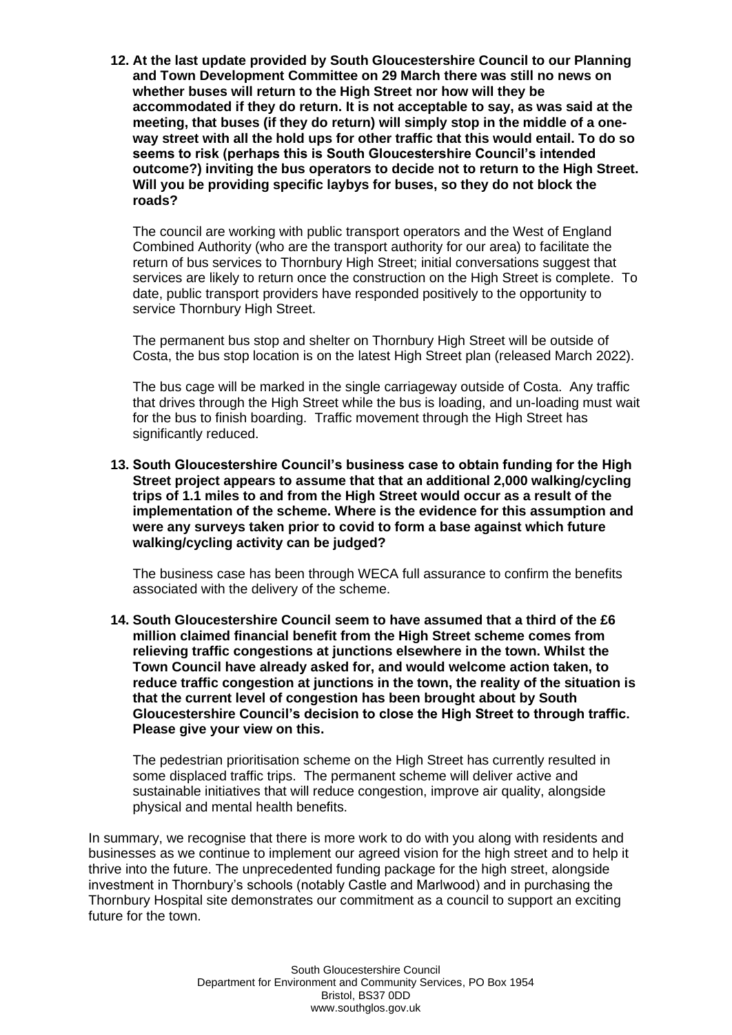12. **At the last update provided by South Gloucestershire Council to our Planning and Town Development Committee on 29 March there was still no news on whether buses will return to the High Street nor how will they be accommodated if they do return. It is not acceptable to say, as was said at the meeting, that buses (if they do return) will simply stop in the middle of a one-way street with all the hold ups for other traffic that this would entail. To do so seems to risk (perhaps this is South Gloucestershire Council's intended outcome?) inviting the bus operators to decide not to return to the High Street. Will you be providing specific laybys for buses, so they do not block the roads?**

    The council are working with public transport operators and the West of England Combined Authority (who are the transport authority for our area) to facilitate the return of bus services to Thornbury High Street; initial conversations suggest that services are likely to return once the construction on the High Street is complete. To date, public transport providers have responded positively to the opportunity to service Thornbury High Street.

    The permanent bus stop and shelter on Thornbury High Street will be outside of Costa, the bus stop location is on the latest High Street plan (released March 2022).

    The bus cage will be marked in the single carriageway outside of Costa. Any traffic that drives through the High Street while the bus is loading, and un-loading must wait for the bus to finish boarding. Traffic movement through the High Street has significantly reduced.

13. **South Gloucestershire Council's business case to obtain funding for the High Street project appears to assume that that an additional 2,000 walking/cycling trips of 1.1 miles to and from the High Street would occur as a result of the implementation of the scheme. Where is the evidence for this assumption and were any surveys taken prior to covid to form a base against which future walking/cycling activity can be judged?**

    The business case has been through WECA full assurance to confirm the benefits associated with the delivery of the scheme.

14. **South Gloucestershire Council seem to have assumed that a third of the £6 million claimed financial benefit from the High Street scheme comes from relieving traffic congestions at junctions elsewhere in the town. Whilst the Town Council have already asked for, and would welcome action taken, to reduce traffic congestion at junctions in the town, the reality of the situation is that the current level of congestion has been brought about by South Gloucestershire Council's decision to close the High Street to through traffic. Please give your view on this.**

    The pedestrian prioritisation scheme on the High Street has currently resulted in some displaced traffic trips. The permanent scheme will deliver active and sustainable initiatives that will reduce congestion, improve air quality, alongside physical and mental health benefits.

In summary, we recognise that there is more work to do with you along with residents and businesses as we continue to implement our agreed vision for the high street and to help it thrive into the future. The unprecedented funding package for the high street, alongside investment in Thornbury's schools (notably Castle and Marlwood) and in purchasing the Thornbury Hospital site demonstrates our commitment as a council to support an exciting future for the town.

South Gloucestershire Council
Department for Environment and Community Services, PO Box 1954
Bristol, BS37 0DD
www.southglos.gov.uk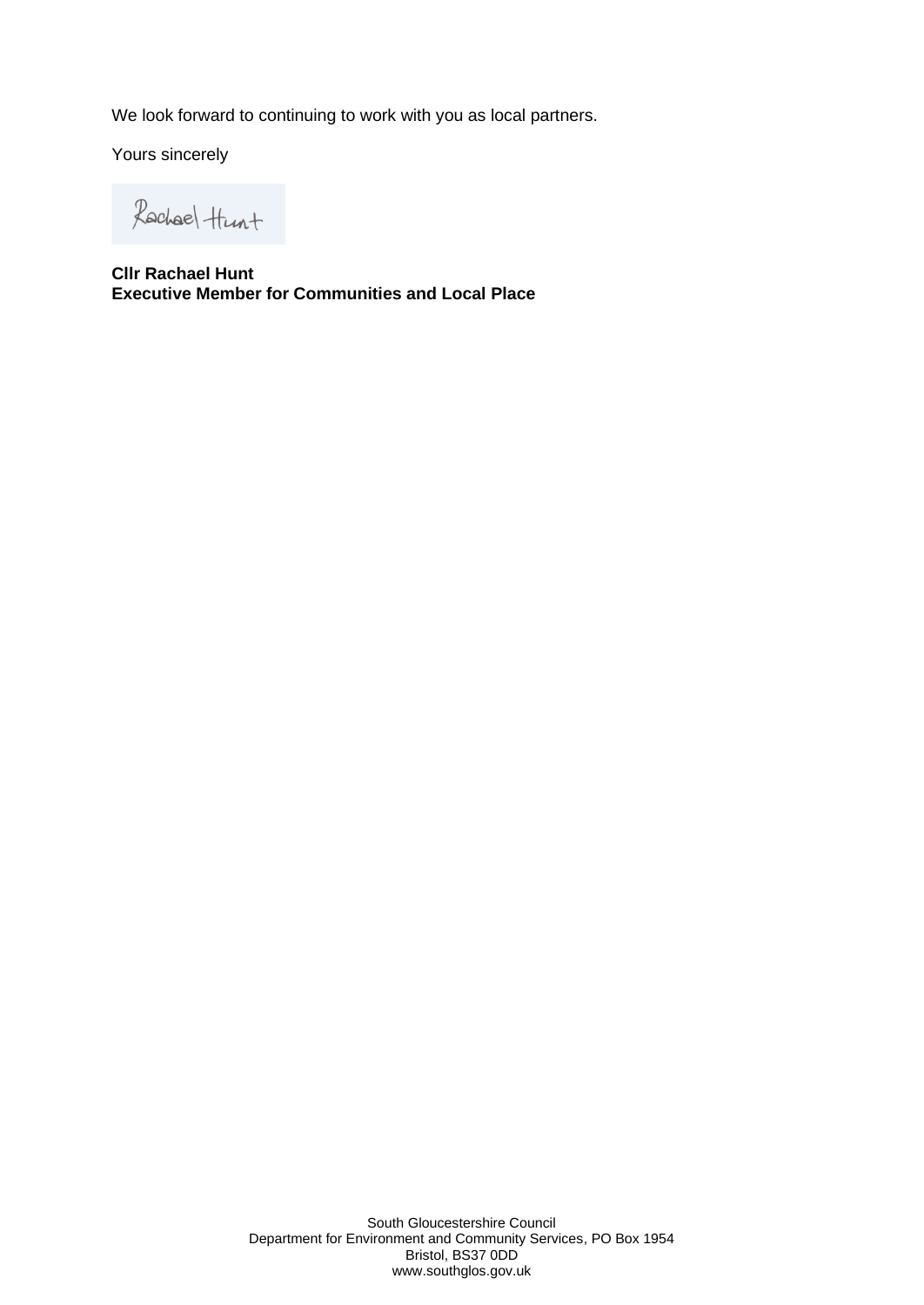We look forward to continuing to work with you as local partners.

Yours sincerely

Rachael Hunt

**Cllr Rachael Hunt**
**Executive Member for Communities and Local Place**

South Gloucestershire Council
Department for Environment and Community Services, PO Box 1954
Bristol, BS37 0DD
www.southglos.gov.uk